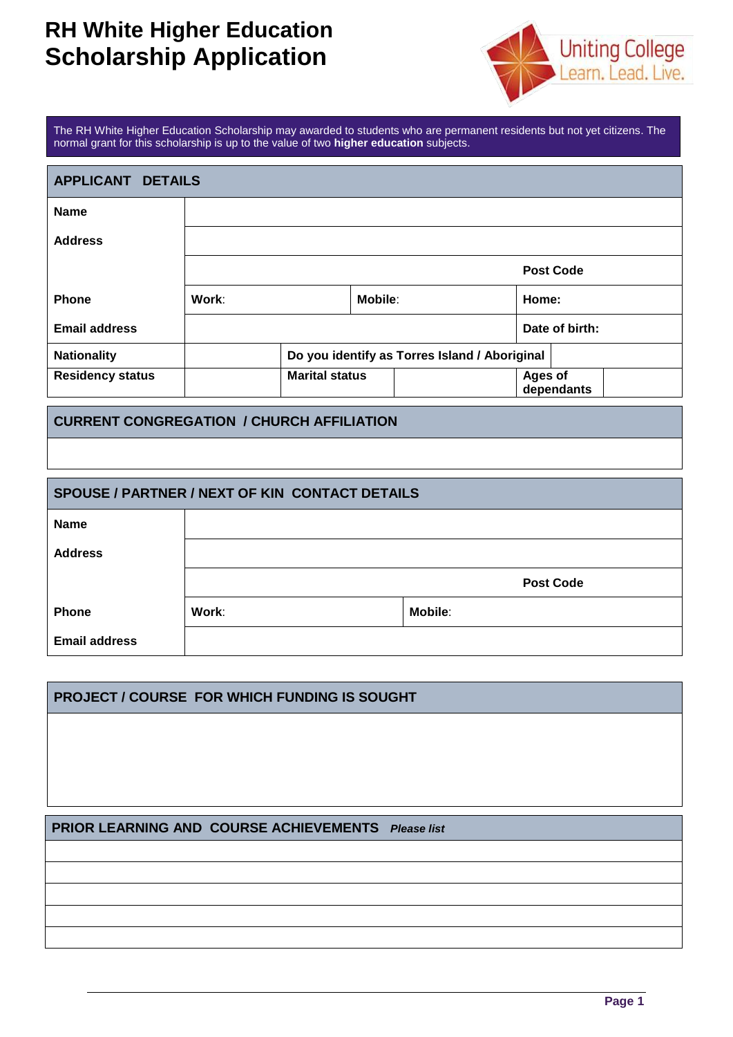# RH White Higher Education Scholarship Application

Uniting College
Learn. Lead. Live.

The RH White Higher Education Scholarship may awarded to students who are permanent residents but not yet citizens. The normal grant for this scholarship is up to the value of two **higher education** subjects.

| APPLICANT DETAILS | | | | | |
|---|---|---|---|---|---|
| **Name** | | | | | |
| **Address** | | | | | |
| | | | | **Post Code** | |
| **Phone** | **Work**: | **Mobile**: | | **Home:** | |
| **Email address** | | | | **Date of birth:** | |
| **Nationality** | | **Do you identify as Torres Island / Aboriginal** | | | |
| **Residency status** | | **Marital status** | | **Ages of dependants** | |

| CURRENT CONGREGATION / CHURCH AFFILIATION |
|---|
| |

| SPOUSE / PARTNER / NEXT OF KIN CONTACT DETAILS | | |
|---|---|---|
| **Name** | | |
| **Address** | | |
| | | **Post Code** |
| **Phone** | **Work**: | **Mobile**: |
| **Email address** | | |

| PROJECT / COURSE FOR WHICH FUNDING IS SOUGHT |
|---|
| |

| PRIOR LEARNING AND COURSE ACHIEVEMENTS ***Please list*** |
|---|
| |
| |
| |
| |
| |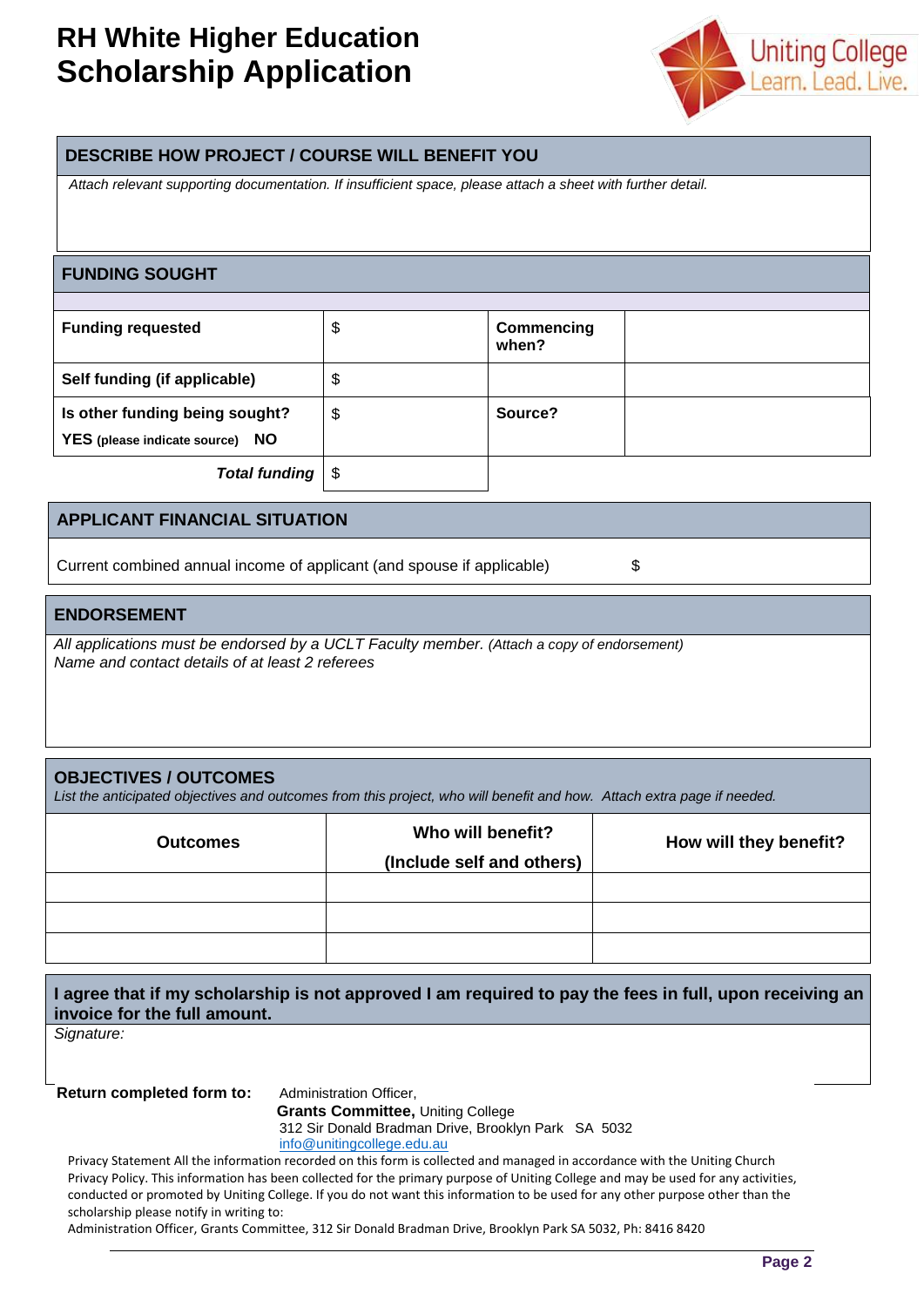# RH White Higher Education Scholarship Application

Uniting College Learn. Lead. Live.

## DESCRIBE HOW PROJECT / COURSE WILL BENEFIT YOU

*Attach relevant supporting documentation. If insufficient space, please attach a sheet with further detail.*

## FUNDING SOUGHT

| | | | |
|---|---|---|---|
| **Funding requested** | $ | **Commencing when?** | |
| **Self funding (if applicable)** | $ | | |
| **Is other funding being sought?** **YES** (please indicate source) **NO** | $ | **Source?** | |
| ***Total funding*** | $ | | |

## APPLICANT FINANCIAL SITUATION

Current combined annual income of applicant (and spouse if applicable) $

## ENDORSEMENT

*All applications must be endorsed by a UCLT Faculty member. (Attach a copy of endorsement)*
*Name and contact details of at least 2 referees*

## OBJECTIVES / OUTCOMES

*List the anticipated objectives and outcomes from this project, who will benefit and how. Attach extra page if needed.*

| Outcomes | Who will benefit? (Include self and others) | How will they benefit? |
|---|---|---|
| | | |
| | | |
| | | |

**I agree that if my scholarship is not approved I am required to pay the fees in full, upon receiving an invoice for the full amount.**

*Signature:*

**Return completed form to:** Administration Officer,
**Grants Committee,** Uniting College
312 Sir Donald Bradman Drive, Brooklyn Park SA 5032
info@unitingcollege.edu.au

Privacy Statement All the information recorded on this form is collected and managed in accordance with the Uniting Church Privacy Policy. This information has been collected for the primary purpose of Uniting College and may be used for any activities, conducted or promoted by Uniting College. If you do not want this information to be used for any other purpose other than the scholarship please notify in writing to:
Administration Officer, Grants Committee, 312 Sir Donald Bradman Drive, Brooklyn Park SA 5032, Ph: 8416 8420